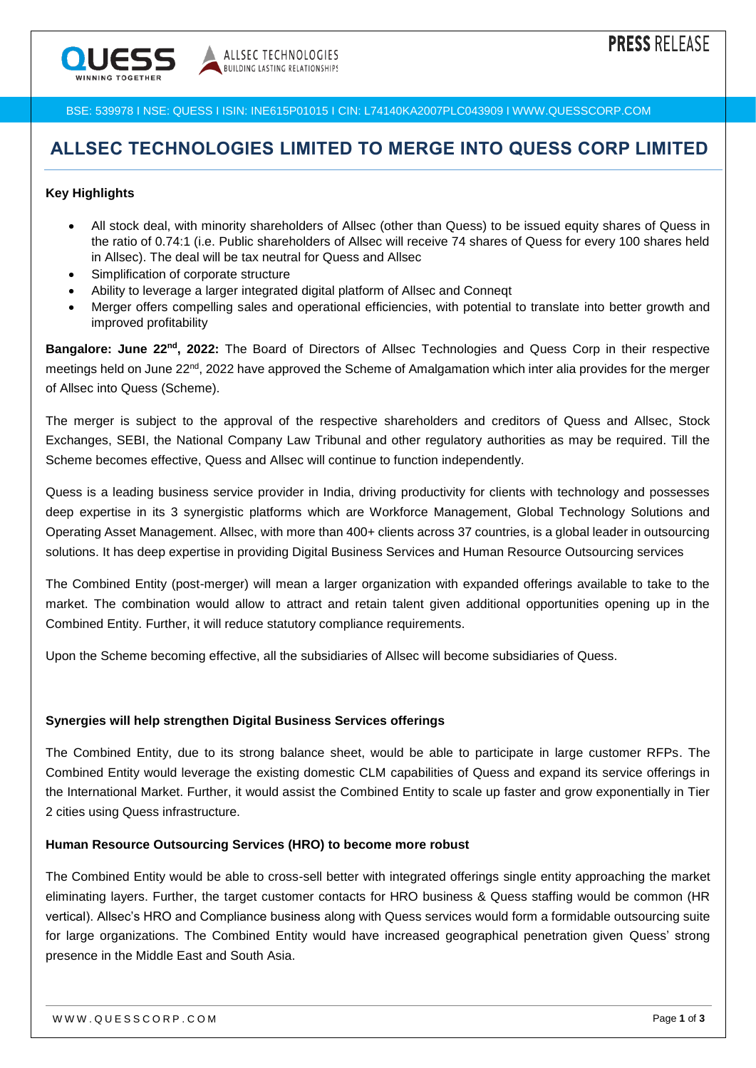PRESS RELEASE

BSE: 539978 I NSE: QUESS I ISIN: INE615P01015 I CIN: L74140KA2007PLC043909 I WWW.QUESSCORP.COM

# ALLSEC TECHNOLOGIES LIMITED TO MERGE INTO QUESS CORP LIMITED

**Key Highlights**

- All stock deal, with minority shareholders of Allsec (other than Quess) to be issued equity shares of Quess in the ratio of 0.74:1 (i.e. Public shareholders of Allsec will receive 74 shares of Quess for every 100 shares held in Allsec). The deal will be tax neutral for Quess and Allsec
- Simplification of corporate structure
- Ability to leverage a larger integrated digital platform of Allsec and Conneqt
- Merger offers compelling sales and operational efficiencies, with potential to translate into better growth and improved profitability

**Bangalore: June 22nd, 2022:** The Board of Directors of Allsec Technologies and Quess Corp in their respective meetings held on June 22nd, 2022 have approved the Scheme of Amalgamation which inter alia provides for the merger of Allsec into Quess (Scheme).

The merger is subject to the approval of the respective shareholders and creditors of Quess and Allsec, Stock Exchanges, SEBI, the National Company Law Tribunal and other regulatory authorities as may be required. Till the Scheme becomes effective, Quess and Allsec will continue to function independently.

Quess is a leading business service provider in India, driving productivity for clients with technology and possesses deep expertise in its 3 synergistic platforms which are Workforce Management, Global Technology Solutions and Operating Asset Management. Allsec, with more than 400+ clients across 37 countries, is a global leader in outsourcing solutions. It has deep expertise in providing Digital Business Services and Human Resource Outsourcing services

The Combined Entity (post-merger) will mean a larger organization with expanded offerings available to take to the market. The combination would allow to attract and retain talent given additional opportunities opening up in the Combined Entity. Further, it will reduce statutory compliance requirements.

Upon the Scheme becoming effective, all the subsidiaries of Allsec will become subsidiaries of Quess.

### Synergies will help strengthen Digital Business Services offerings

The Combined Entity, due to its strong balance sheet, would be able to participate in large customer RFPs. The Combined Entity would leverage the existing domestic CLM capabilities of Quess and expand its service offerings in the International Market. Further, it would assist the Combined Entity to scale up faster and grow exponentially in Tier 2 cities using Quess infrastructure.

### Human Resource Outsourcing Services (HRO) to become more robust

The Combined Entity would be able to cross-sell better with integrated offerings single entity approaching the market eliminating layers. Further, the target customer contacts for HRO business & Quess staffing would be common (HR vertical). Allsec's HRO and Compliance business along with Quess services would form a formidable outsourcing suite for large organizations. The Combined Entity would have increased geographical penetration given Quess' strong presence in the Middle East and South Asia.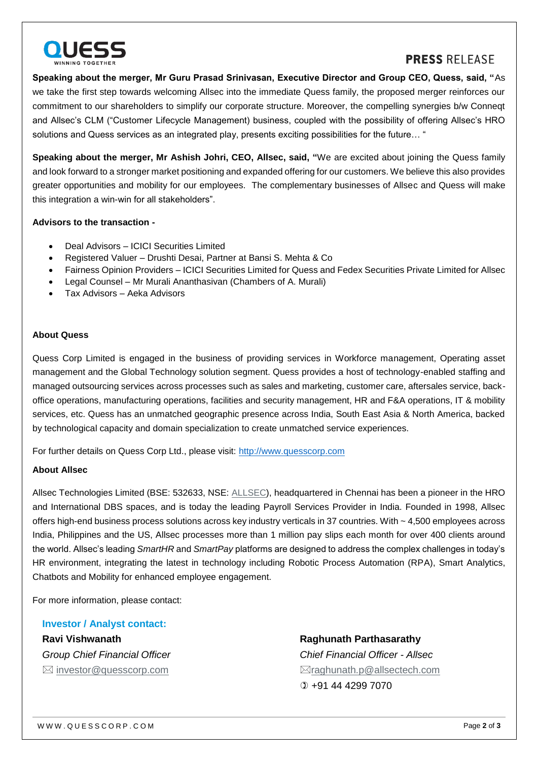**Speaking about the merger, Mr Guru Prasad Srinivasan, Executive Director and Group CEO, Quess, said, "**As we take the first step towards welcoming Allsec into the immediate Quess family, the proposed merger reinforces our commitment to our shareholders to simplify our corporate structure. Moreover, the compelling synergies b/w Conneqt and Allsec's CLM ("Customer Lifecycle Management) business, coupled with the possibility of offering Allsec's HRO solutions and Quess services as an integrated play, presents exciting possibilities for the future… "

**Speaking about the merger, Mr Ashish Johri, CEO, Allsec, said, "**We are excited about joining the Quess family and look forward to a stronger market positioning and expanded offering for our customers. We believe this also provides greater opportunities and mobility for our employees. The complementary businesses of Allsec and Quess will make this integration a win-win for all stakeholders".

**Advisors to the transaction -**

- Deal Advisors – ICICI Securities Limited
- Registered Valuer – Drushti Desai, Partner at Bansi S. Mehta & Co
- Fairness Opinion Providers – ICICI Securities Limited for Quess and Fedex Securities Private Limited for Allsec
- Legal Counsel – Mr Murali Ananthasivan (Chambers of A. Murali)
- Tax Advisors – Aeka Advisors

**About Quess**

Quess Corp Limited is engaged in the business of providing services in Workforce management, Operating asset management and the Global Technology solution segment. Quess provides a host of technology-enabled staffing and managed outsourcing services across processes such as sales and marketing, customer care, aftersales service, back-office operations, manufacturing operations, facilities and security management, HR and F&A operations, IT & mobility services, etc. Quess has an unmatched geographic presence across India, South East Asia & North America, backed by technological capacity and domain specialization to create unmatched service experiences.

For further details on Quess Corp Ltd., please visit: http://www.quesscorp.com

**About Allsec**

Allsec Technologies Limited (BSE: 532633, NSE: ALLSEC), headquartered in Chennai has been a pioneer in the HRO and International DBS spaces, and is today the leading Payroll Services Provider in India. Founded in 1998, Allsec offers high-end business process solutions across key industry verticals in 37 countries. With ~ 4,500 employees across India, Philippines and the US, Allsec processes more than 1 million pay slips each month for over 400 clients around the world. Allsec's leading *SmartHR* and *SmartPay* platforms are designed to address the complex challenges in today's HR environment, integrating the latest in technology including Robotic Process Automation (RPA), Smart Analytics, Chatbots and Mobility for enhanced employee engagement.

For more information, please contact:

**Investor / Analyst contact:**

**Ravi Vishwanath**
*Group Chief Financial Officer*
✉ investor@quesscorp.com

**Raghunath Parthasarathy**
*Chief Financial Officer - Allsec*
✉ raghunath.p@allsectech.com
✆ +91 44 4299 7070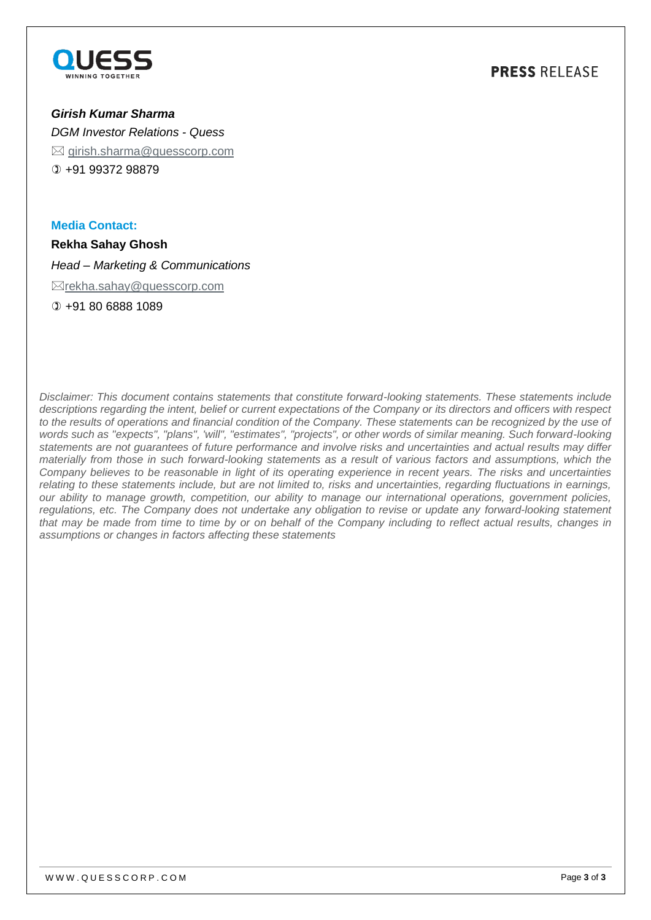***Girish Kumar Sharma***

*DGM Investor Relations - Quess*

✉ girish.sharma@quesscorp.com

✆ +91 99372 98879

**Media Contact:**

**Rekha Sahay Ghosh**

*Head – Marketing & Communications*

✉rekha.sahay@quesscorp.com

✆ +91 80 6888 1089

*Disclaimer: This document contains statements that constitute forward-looking statements. These statements include descriptions regarding the intent, belief or current expectations of the Company or its directors and officers with respect to the results of operations and financial condition of the Company. These statements can be recognized by the use of words such as "expects", "plans", 'will", "estimates", "projects", or other words of similar meaning. Such forward-looking statements are not guarantees of future performance and involve risks and uncertainties and actual results may differ materially from those in such forward-looking statements as a result of various factors and assumptions, which the Company believes to be reasonable in light of its operating experience in recent years. The risks and uncertainties relating to these statements include, but are not limited to, risks and uncertainties, regarding fluctuations in earnings, our ability to manage growth, competition, our ability to manage our international operations, government policies, regulations, etc. The Company does not undertake any obligation to revise or update any forward-looking statement that may be made from time to time by or on behalf of the Company including to reflect actual results, changes in assumptions or changes in factors affecting these statements*